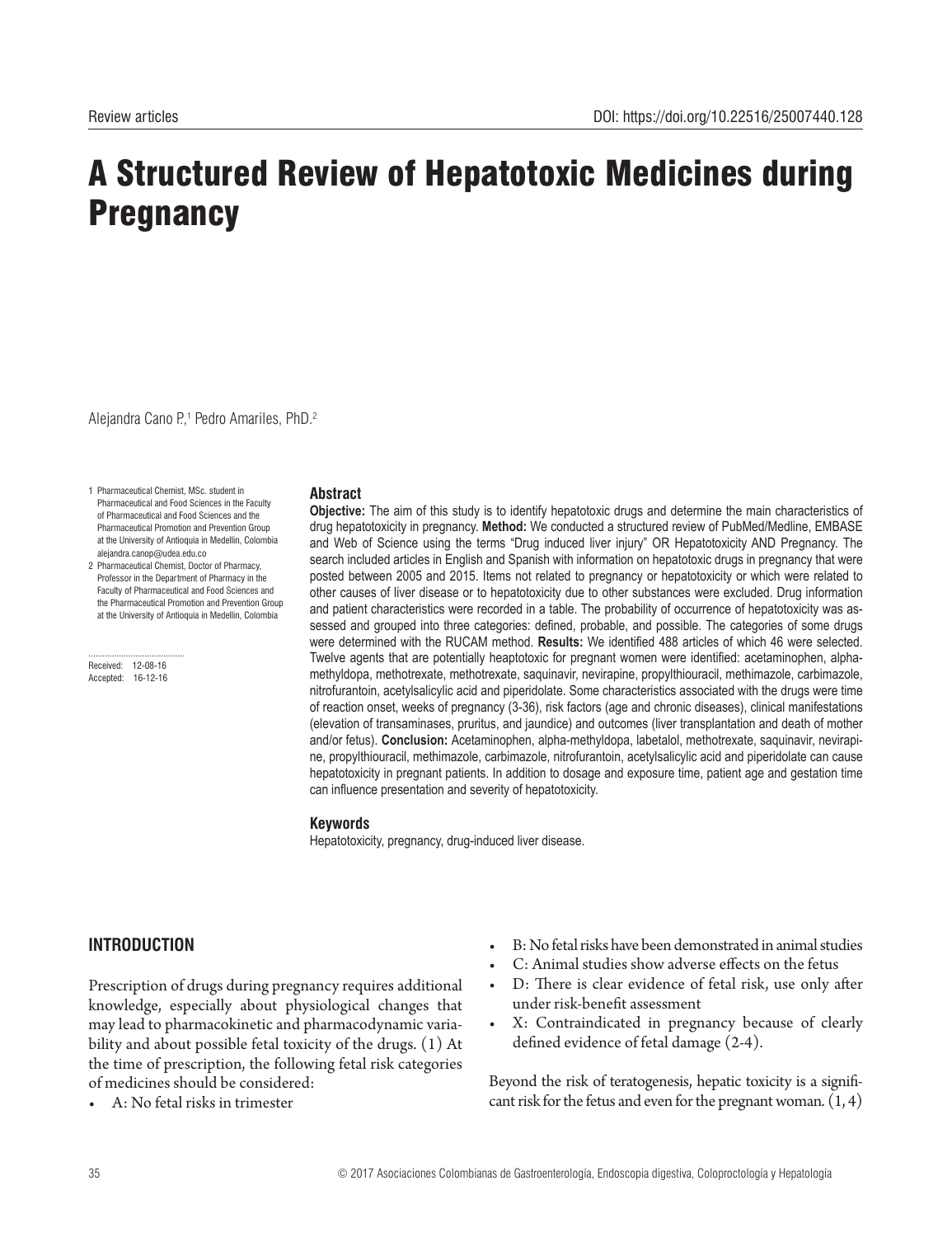Review articles

DOI: https://doi.org/10.22516/25007440.128

# A Structured Review of Hepatotoxic Medicines during Pregnancy

Alejandra Cano P.,[1] Pedro Amariles, PhD.[2]

1 Pharmaceutical Chemist, MSc. student in Pharmaceutical and Food Sciences in the Faculty of Pharmaceutical and Food Sciences and the Pharmaceutical Promotion and Prevention Group at the University of Antioquia in Medellin, Colombia alejandra.canop@udea.edu.co

2 Pharmaceutical Chemist, Doctor of Pharmacy, Professor in the Department of Pharmacy in the Faculty of Pharmaceutical and Food Sciences and the Pharmaceutical Promotion and Prevention Group at the University of Antioquia in Medellin, Colombia

Received: 12-08-16
Accepted: 16-12-16

## Abstract

**Objective:** The aim of this study is to identify hepatotoxic drugs and determine the main characteristics of drug hepatotoxicity in pregnancy. **Method:** We conducted a structured review of PubMed/Medline, EMBASE and Web of Science using the terms "Drug induced liver injury" OR Hepatotoxicity AND Pregnancy. The search included articles in English and Spanish with information on hepatotoxic drugs in pregnancy that were posted between 2005 and 2015. Items not related to pregnancy or hepatotoxicity or which were related to other causes of liver disease or to hepatotoxicity due to other substances were excluded. Drug information and patient characteristics were recorded in a table. The probability of occurrence of hepatotoxicity was assessed and grouped into three categories: defined, probable, and possible. The categories of some drugs were determined with the RUCAM method. **Results:** We identified 488 articles of which 46 were selected. Twelve agents that are potentially heaptotoxic for pregnant women were identified: acetaminophen, alpha-methyldopa, methotrexate, methotrexate, saquinavir, nevirapine, propylthiouracil, methimazole, carbimazole, nitrofurantoin, acetylsalicylic acid and piperidolate. Some characteristics associated with the drugs were time of reaction onset, weeks of pregnancy (3-36), risk factors (age and chronic diseases), clinical manifestations (elevation of transaminases, pruritus, and jaundice) and outcomes (liver transplantation and death of mother and/or fetus). **Conclusion:** Acetaminophen, alpha-methyldopa, labetalol, methotrexate, saquinavir, nevirapine, propylthiouracil, methimazole, carbimazole, nitrofurantoin, acetylsalicylic acid and piperidolate can cause hepatotoxicity in pregnant patients. In addition to dosage and exposure time, patient age and gestation time can influence presentation and severity of hepatotoxicity.

### Keywords

Hepatotoxicity, pregnancy, drug-induced liver disease.

## INTRODUCTION

Prescription of drugs during pregnancy requires additional knowledge, especially about physiological changes that may lead to pharmacokinetic and pharmacodynamic variability and about possible fetal toxicity of the drugs. (1) At the time of prescription, the following fetal risk categories of medicines should be considered:

- A: No fetal risks in trimester
- B: No fetal risks have been demonstrated in animal studies
- C: Animal studies show adverse effects on the fetus
- D: There is clear evidence of fetal risk, use only after under risk-benefit assessment
- X: Contraindicated in pregnancy because of clearly defined evidence of fetal damage (2-4).

Beyond the risk of teratogenesis, hepatic toxicity is a significant risk for the fetus and even for the pregnant woman. (1, 4)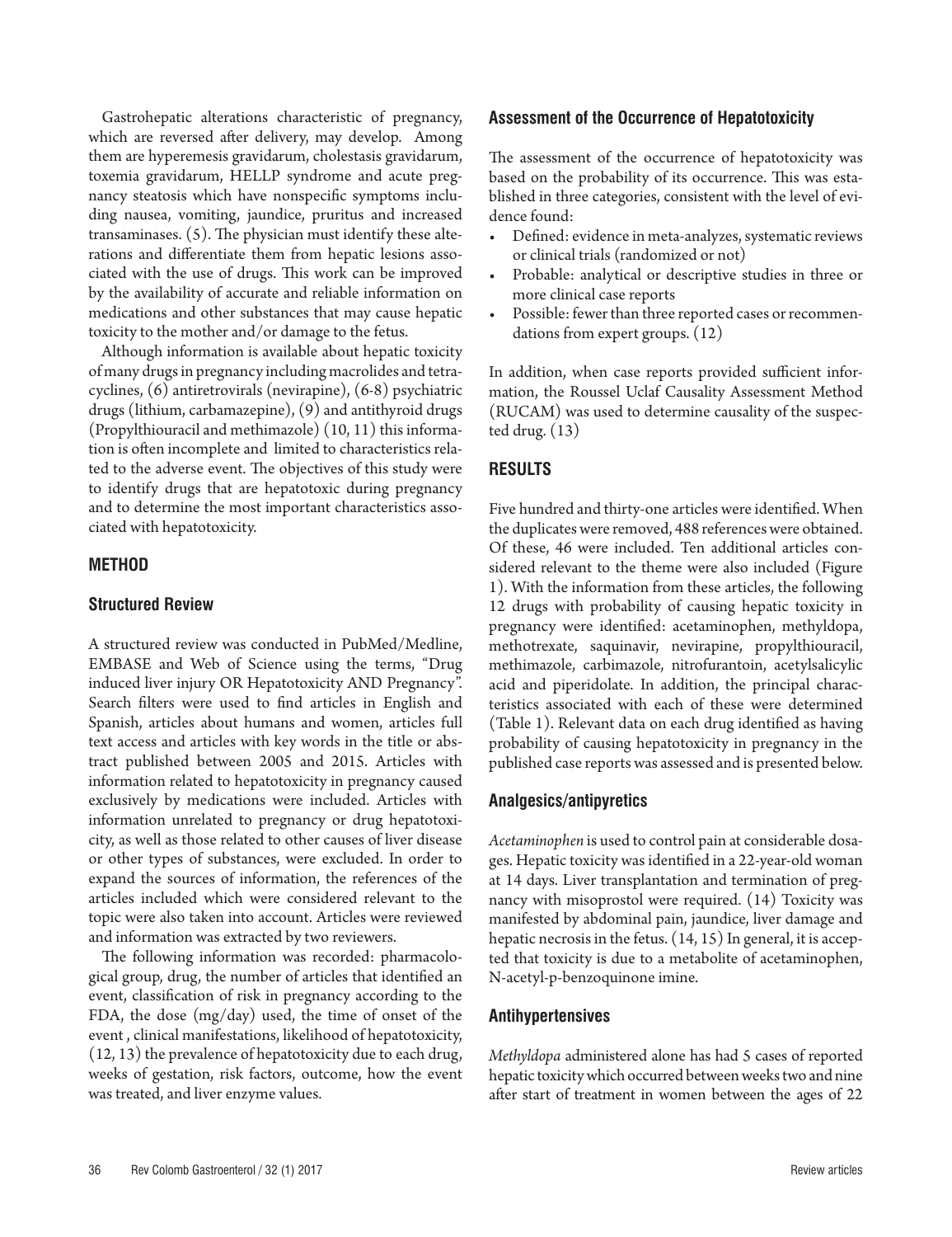Gastrohepatic alterations characteristic of pregnancy, which are reversed after delivery, may develop. Among them are hyperemesis gravidarum, cholestasis gravidarum, toxemia gravidarum, HELLP syndrome and acute pregnancy steatosis which have nonspecific symptoms including nausea, vomiting, jaundice, pruritus and increased transaminases. (5). The physician must identify these alterations and differentiate them from hepatic lesions associated with the use of drugs. This work can be improved by the availability of accurate and reliable information on medications and other substances that may cause hepatic toxicity to the mother and/or damage to the fetus.

Although information is available about hepatic toxicity of many drugs in pregnancy including macrolides and tetracyclines, (6) antiretrovirals (nevirapine), (6-8) psychiatric drugs (lithium, carbamazepine), (9) and antithyroid drugs (Propylthiouracil and methimazole) (10, 11) this information is often incomplete and limited to characteristics related to the adverse event. The objectives of this study were to identify drugs that are hepatotoxic during pregnancy and to determine the most important characteristics associated with hepatotoxicity.

## METHOD

### Structured Review

A structured review was conducted in PubMed/Medline, EMBASE and Web of Science using the terms, "Drug induced liver injury OR Hepatotoxicity AND Pregnancy". Search filters were used to find articles in English and Spanish, articles about humans and women, articles full text access and articles with key words in the title or abstract published between 2005 and 2015. Articles with information related to hepatotoxicity in pregnancy caused exclusively by medications were included. Articles with information unrelated to pregnancy or drug hepatotoxicity, as well as those related to other causes of liver disease or other types of substances, were excluded. In order to expand the sources of information, the references of the articles included which were considered relevant to the topic were also taken into account. Articles were reviewed and information was extracted by two reviewers.

The following information was recorded: pharmacological group, drug, the number of articles that identified an event, classification of risk in pregnancy according to the FDA, the dose (mg/day) used, the time of onset of the event , clinical manifestations, likelihood of hepatotoxicity, (12, 13) the prevalence of hepatotoxicity due to each drug, weeks of gestation, risk factors, outcome, how the event was treated, and liver enzyme values.

### Assessment of the Occurrence of Hepatotoxicity

The assessment of the occurrence of hepatotoxicity was based on the probability of its occurrence. This was established in three categories, consistent with the level of evidence found:

- Defined: evidence in meta-analyzes, systematic reviews or clinical trials (randomized or not)
- Probable: analytical or descriptive studies in three or more clinical case reports
- Possible: fewer than three reported cases or recommendations from expert groups. (12)

In addition, when case reports provided sufficient information, the Roussel Uclaf Causality Assessment Method (RUCAM) was used to determine causality of the suspected drug. (13)

## RESULTS

Five hundred and thirty-one articles were identified. When the duplicates were removed, 488 references were obtained. Of these, 46 were included. Ten additional articles considered relevant to the theme were also included (Figure 1). With the information from these articles, the following 12 drugs with probability of causing hepatic toxicity in pregnancy were identified: acetaminophen, methyldopa, methotrexate, saquinavir, nevirapine, propylthiouracil, methimazole, carbimazole, nitrofurantoin, acetylsalicylic acid and piperidolate. In addition, the principal characteristics associated with each of these were determined (Table 1). Relevant data on each drug identified as having probability of causing hepatotoxicity in pregnancy in the published case reports was assessed and is presented below.

### Analgesics/antipyretics

*Acetaminophen* is used to control pain at considerable dosages. Hepatic toxicity was identified in a 22-year-old woman at 14 days. Liver transplantation and termination of pregnancy with misoprostol were required. (14) Toxicity was manifested by abdominal pain, jaundice, liver damage and hepatic necrosis in the fetus. (14, 15) In general, it is accepted that toxicity is due to a metabolite of acetaminophen, N-acetyl-p-benzoquinone imine.

### Antihypertensives

*Methyldopa* administered alone has had 5 cases of reported hepatic toxicity which occurred between weeks two and nine after start of treatment in women between the ages of 22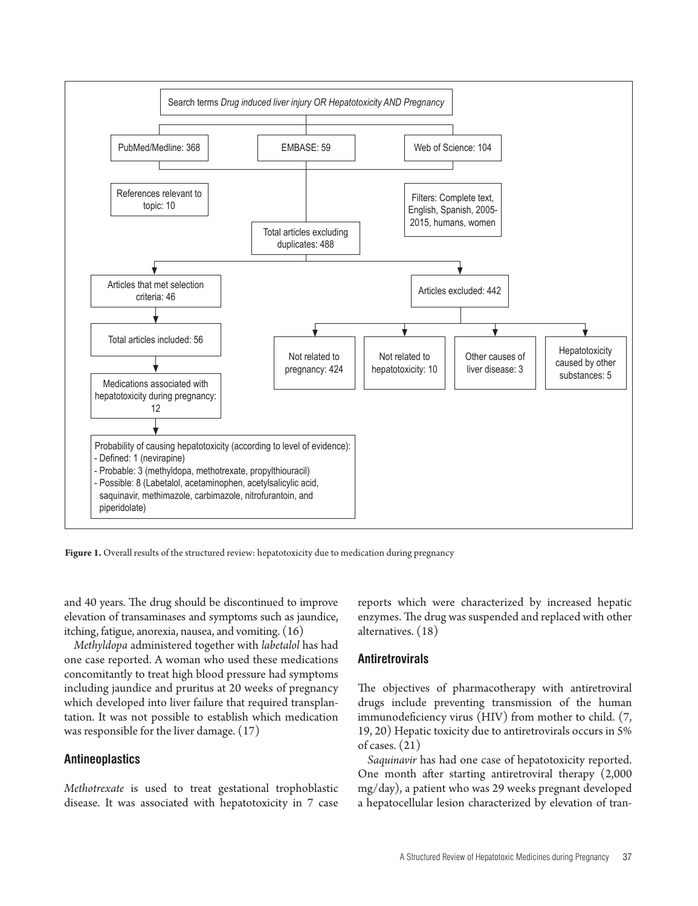Search terms *Drug induced liver injury OR Hepatotoxicity AND Pregnancy*

- PubMed/Medline: 368
- EMBASE: 59
- Web of Science: 104

References relevant to topic: 10

Filters: Complete text, English, Spanish, 2005-2015, humans, women

Total articles excluding duplicates: 488

- Articles that met selection criteria: 46
  - Total articles included: 56
  - Medications associated with hepatotoxicity during pregnancy: 12
  - Probability of causing hepatotoxicity (according to level of evidence):
    - Defined: 1 (nevirapine)
    - Probable: 3 (methyldopa, methotrexate, propylthiouracil)
    - Possible: 8 (Labetalol, acetaminophen, acetylsalicylic acid, saquinavir, methimazole, carbimazole, nitrofurantoin, and piperidolate)
- Articles excluded: 442
  - Not related to pregnancy: 424
  - Not related to hepatotoxicity: 10
  - Other causes of liver disease: 3
  - Hepatotoxicity caused by other substances: 5

**Figure 1.** Overall results of the structured review: hepatotoxicity due to medication during pregnancy

and 40 years. The drug should be discontinued to improve elevation of transaminases and symptoms such as jaundice, itching, fatigue, anorexia, nausea, and vomiting. (16)

*Methyldopa* administered together with *labetalol* has had one case reported. A woman who used these medications concomitantly to treat high blood pressure had symptoms including jaundice and pruritus at 20 weeks of pregnancy which developed into liver failure that required transplantation. It was not possible to establish which medication was responsible for the liver damage. (17)

## Antineoplastics

*Methotrexate* is used to treat gestational trophoblastic disease. It was associated with hepatotoxicity in 7 case reports which were characterized by increased hepatic enzymes. The drug was suspended and replaced with other alternatives. (18)

## Antiretrovirals

The objectives of pharmacotherapy with antiretroviral drugs include preventing transmission of the human immunodeficiency virus (HIV) from mother to child. (7, 19, 20) Hepatic toxicity due to antiretrovirals occurs in 5% of cases. (21)

*Saquinavir* has had one case of hepatotoxicity reported. One month after starting antiretroviral therapy (2,000 mg/day), a patient who was 29 weeks pregnant developed a hepatocellular lesion characterized by elevation of tran-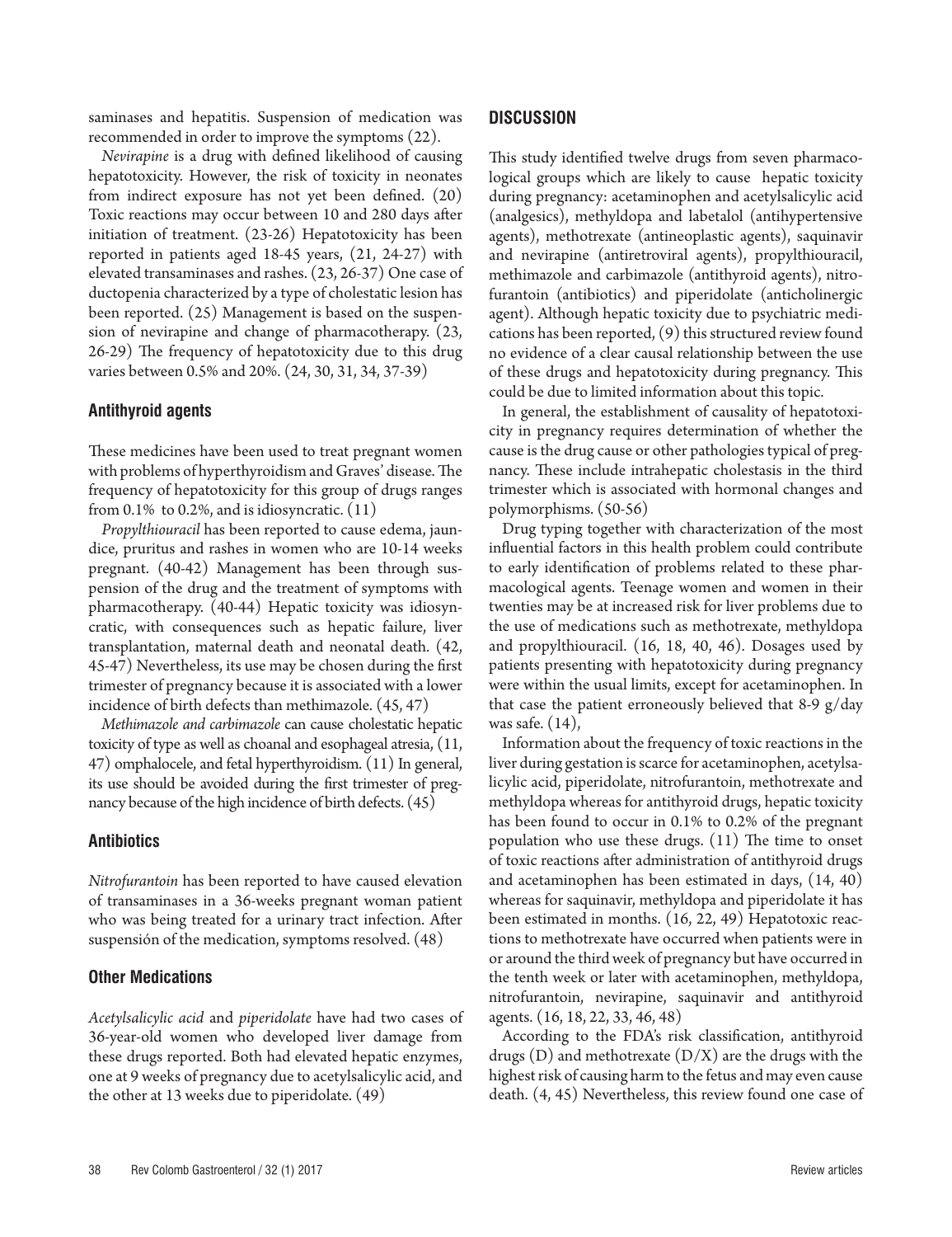saminases and hepatitis. Suspension of medication was recommended in order to improve the symptoms (22).

*Nevirapine* is a drug with defined likelihood of causing hepatotoxicity. However, the risk of toxicity in neonates from indirect exposure has not yet been defined. (20) Toxic reactions may occur between 10 and 280 days after initiation of treatment. (23-26) Hepatotoxicity has been reported in patients aged 18-45 years, (21, 24-27) with elevated transaminases and rashes. (23, 26-37) One case of ductopenia characterized by a type of cholestatic lesion has been reported. (25) Management is based on the suspension of nevirapine and change of pharmacotherapy. (23, 26-29) The frequency of hepatotoxicity due to this drug varies between 0.5% and 20%. (24, 30, 31, 34, 37-39)

### Antithyroid agents

These medicines have been used to treat pregnant women with problems of hyperthyroidism and Graves' disease. The frequency of hepatotoxicity for this group of drugs ranges from 0.1% to 0.2%, and is idiosyncratic. (11)

*Propylthiouracil* has been reported to cause edema, jaundice, pruritus and rashes in women who are 10-14 weeks pregnant. (40-42) Management has been through suspension of the drug and the treatment of symptoms with pharmacotherapy. (40-44) Hepatic toxicity was idiosyncratic, with consequences such as hepatic failure, liver transplantation, maternal death and neonatal death. (42, 45-47) Nevertheless, its use may be chosen during the first trimester of pregnancy because it is associated with a lower incidence of birth defects than methimazole. (45, 47)

*Methimazole and carbimazole* can cause cholestatic hepatic toxicity of type as well as choanal and esophageal atresia, (11, 47) omphalocele, and fetal hyperthyroidism. (11) In general, its use should be avoided during the first trimester of pregnancy because of the high incidence of birth defects. (45)

### Antibiotics

*Nitrofurantoin* has been reported to have caused elevation of transaminases in a 36-weeks pregnant woman patient who was being treated for a urinary tract infection. After suspensión of the medication, symptoms resolved. (48)

### Other Medications

*Acetylsalicylic acid* and *piperidolate* have had two cases of 36-year-old women who developed liver damage from these drugs reported. Both had elevated hepatic enzymes, one at 9 weeks of pregnancy due to acetylsalicylic acid, and the other at 13 weeks due to piperidolate. (49)

## DISCUSSION

This study identified twelve drugs from seven pharmacological groups which are likely to cause hepatic toxicity during pregnancy: acetaminophen and acetylsalicylic acid (analgesics), methyldopa and labetalol (antihypertensive agents), methotrexate (antineoplastic agents), saquinavir and nevirapine (antiretroviral agents), propylthiouracil, methimazole and carbimazole (antithyroid agents), nitrofurantoin (antibiotics) and piperidolate (anticholinergic agent). Although hepatic toxicity due to psychiatric medications has been reported, (9) this structured review found no evidence of a clear causal relationship between the use of these drugs and hepatotoxicity during pregnancy. This could be due to limited information about this topic.

In general, the establishment of causality of hepatotoxicity in pregnancy requires determination of whether the cause is the drug cause or other pathologies typical of pregnancy. These include intrahepatic cholestasis in the third trimester which is associated with hormonal changes and polymorphisms. (50-56)

Drug typing together with characterization of the most influential factors in this health problem could contribute to early identification of problems related to these pharmacological agents. Teenage women and women in their twenties may be at increased risk for liver problems due to the use of medications such as methotrexate, methyldopa and propylthiouracil. (16, 18, 40, 46). Dosages used by patients presenting with hepatotoxicity during pregnancy were within the usual limits, except for acetaminophen. In that case the patient erroneously believed that 8-9 g/day was safe. (14),

Information about the frequency of toxic reactions in the liver during gestation is scarce for acetaminophen, acetylsalicylic acid, piperidolate, nitrofurantoin, methotrexate and methyldopa whereas for antithyroid drugs, hepatic toxicity has been found to occur in 0.1% to 0.2% of the pregnant population who use these drugs. (11) The time to onset of toxic reactions after administration of antithyroid drugs and acetaminophen has been estimated in days, (14, 40) whereas for saquinavir, methyldopa and piperidolate it has been estimated in months. (16, 22, 49) Hepatotoxic reactions to methotrexate have occurred when patients were in or around the third week of pregnancy but have occurred in the tenth week or later with acetaminophen, methyldopa, nitrofurantoin, nevirapine, saquinavir and antithyroid agents. (16, 18, 22, 33, 46, 48)

According to the FDA's risk classification, antithyroid drugs (D) and methotrexate (D/X) are the drugs with the highest risk of causing harm to the fetus and may even cause death. (4, 45) Nevertheless, this review found one case of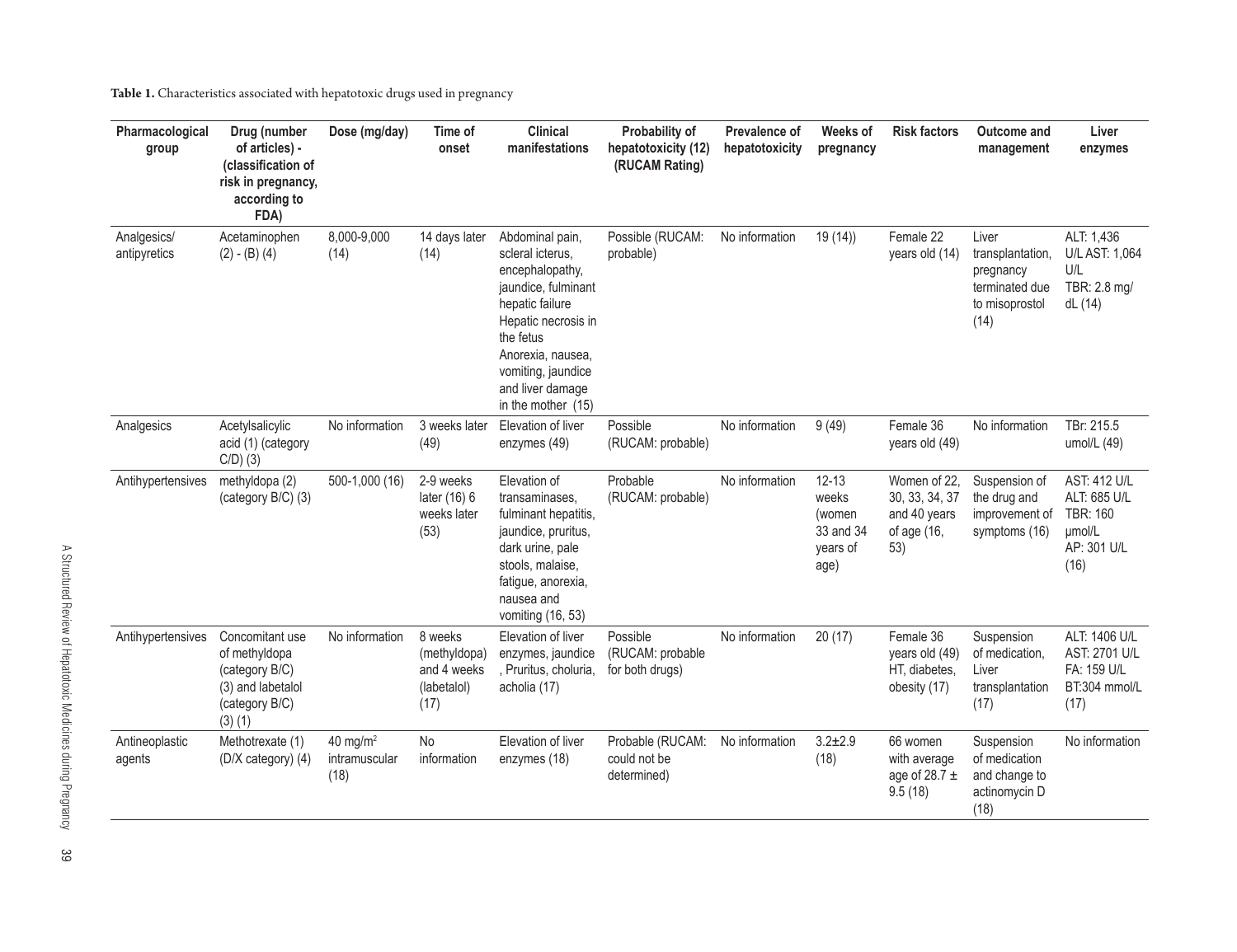**Table 1.** Characteristics associated with hepatotoxic drugs used in pregnancy

| Pharmacological group | Drug (number of articles) - (classification of risk in pregnancy, according to FDA) | Dose (mg/day) | Time of onset | Clinical manifestations | Probability of hepatotoxicity (12) (RUCAM Rating) | Prevalence of hepatotoxicity | Weeks of pregnancy | Risk factors | Outcome and management | Liver enzymes |
|---|---|---|---|---|---|---|---|---|---|---|
| Analgesics/ antipyretics | Acetaminophen (2) - (B) (4) | 8,000-9,000 (14) | 14 days later (14) | Abdominal pain, scleral icterus, encephalopathy, jaundice, fulminant hepatic failure Hepatic necrosis in the fetus Anorexia, nausea, vomiting, jaundice and liver damage in the mother (15) | Possible (RUCAM: probable) | No information | 19 (14)) | Female 22 years old (14) | Liver transplantation, pregnancy terminated due to misoprostol (14) | ALT: 1,436 U/L AST: 1,064 U/L TBR: 2.8 mg/ dL (14) |
| Analgesics | Acetylsalicylic acid (1) (category C/D) (3) | No information | 3 weeks later (49) | Elevation of liver enzymes (49) | Possible (RUCAM: probable) | No information | 9 (49) | Female 36 years old (49) | No information | TBr: 215.5 umol/L (49) |
| Antihypertensives | methyldopa (2) (category B/C) (3) | 500-1,000 (16) | 2-9 weeks later (16) 6 weeks later (53) | Elevation of transaminases, fulminant hepatitis, jaundice, pruritus, dark urine, pale stools, malaise, fatigue, anorexia, nausea and vomiting (16, 53) | Probable (RUCAM: probable) | No information | 12-13 weeks (women 33 and 34 years of age) | Women of 22, 30, 33, 34, 37 and 40 years of age (16, 53) | Suspension of the drug and improvement of symptoms (16) | AST: 412 U/L ALT: 685 U/L TBR: 160 μmol/L AP: 301 U/L (16) |
| Antihypertensives | Concomitant use of methyldopa (category B/C) (3) and labetalol (category B/C) (3) (1) | No information | 8 weeks (methyldopa) and 4 weeks (labetalol) (17) | Elevation of liver enzymes, jaundice , Pruritus, choluria, acholia (17) | Possible (RUCAM: probable for both drugs) | No information | 20 (17) | Female 36 years old (49) HT, diabetes, obesity (17) | Suspension of medication, Liver transplantation (17) | ALT: 1406 U/L AST: 2701 U/L FA: 159 U/L BT:304 mmol/L (17) |
| Antineoplastic agents | Methotrexate (1) (D/X category) (4) | 40 mg/m$^2$ intramuscular (18) | No information | Elevation of liver enzymes (18) | Probable (RUCAM: could not be determined) | No information | 3.2±2.9 (18) | 66 women with average age of 28.7 ± 9.5 (18) | Suspension of medication and change to actinomycin D (18) | No information |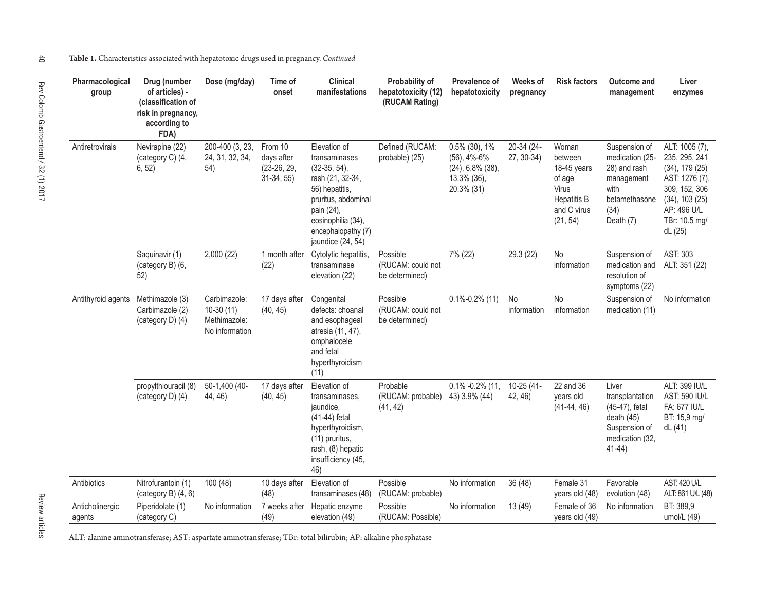**Table 1.** Characteristics associated with hepatotoxic drugs used in pregnancy. *Continued*

| Pharmacological group | Drug (number of articles) - (classification of risk in pregnancy, according to FDA) | Dose (mg/day) | Time of onset | Clinical manifestations | Probability of hepatotoxicity (12) (RUCAM Rating) | Prevalence of hepatotoxicity | Weeks of pregnancy | Risk factors | Outcome and management | Liver enzymes |
|---|---|---|---|---|---|---|---|---|---|---|
| Antiretrovirals | Nevirapine (22) (category C) (4, 6, 52) | 200-400 (3, 23, 24, 31, 32, 34, 54) | From 10 days after (23-26, 29, 31-34, 55) | Elevation of transaminases (32-35, 54), rash (21, 32-34, 56) hepatitis, pruritus, abdominal pain (24), eosinophilia (34), encephalopathy (7) jaundice (24, 54) | Defined (RUCAM: probable) (25) | 0.5% (30), 1% (56), 4%-6% (24), 6.8% (38), 13.3% (36), 20.3% (31) | 20-34 (24-27, 30-34) | Woman between 18-45 years of age Virus Hepatitis B and C virus (21, 54) | Suspension of medication (25-28) and rash management with betamethasone (34) Death (7) | ALT: 1005 (7), 235, 295, 241 (34), 179 (25) AST: 1276 (7), 309, 152, 306 (34), 103 (25) AP: 496 U/L TBr: 10.5 mg/dL (25) |
| | Saquinavir (1) (category B) (6, 52) | 2,000 (22) | 1 month after (22) | Cytolytic hepatitis, transaminase elevation (22) | Possible (RUCAM: could not be determined) | 7% (22) | 29.3 (22) | No information | Suspension of medication and resolution of symptoms (22) | AST: 303 ALT: 351 (22) |
| Antithyroid agents | Methimazole (3) Carbimazole (2) (category D) (4) | Carbimazole: 10-30 (11) Methimazole: No information | 17 days after (40, 45) | Congenital defects: choanal and esophageal atresia (11, 47), omphalocele and fetal hyperthyroidism (11) | Possible (RUCAM: could not be determined) | 0.1%-0.2% (11) | No information | No information | Suspension of medication (11) | No information |
| | propylthiouracil (8) (category D) (4) | 50-1,400 (40-44, 46) | 17 days after (40, 45) | Elevation of transaminases, jaundice, (41-44) fetal hyperthyroidism, (11) pruritus, rash, (8) hepatic insufficiency (45, 46) | Probable (RUCAM: probable) (41, 42) | 0.1% -0.2% (11, 43) 3.9% (44) | 10-25 (41-42, 46) | 22 and 36 years old (41-44, 46) | Liver transplantation (45-47), fetal death (45) Suspension of medication (32, 41-44) | ALT: 399 IU/L AST: 590 IU/L FA: 677 IU/L BT: 15,9 mg/dL (41) |
| Antibiotics | Nitrofurantoin (1) (category B) (4, 6) | 100 (48) | 10 days after (48) | Elevation of transaminases (48) | Possible (RUCAM: probable) | No information | 36 (48) | Female 31 years old (48) | Favorable evolution (48) | AST: 420 U/L ALT: 861 U/L (48) |
| Anticholinergic agents | Piperidolate (1) (category C) | No information | 7 weeks after (49) | Hepatic enzyme elevation (49) | Possible (RUCAM: Possible) | No information | 13 (49) | Female of 36 years old (49) | No information | BT: 389,9 umol/L (49) |

ALT: alanine aminotransferase; AST: aspartate aminotransferase; TBr: total bilirubin; AP: alkaline phosphatase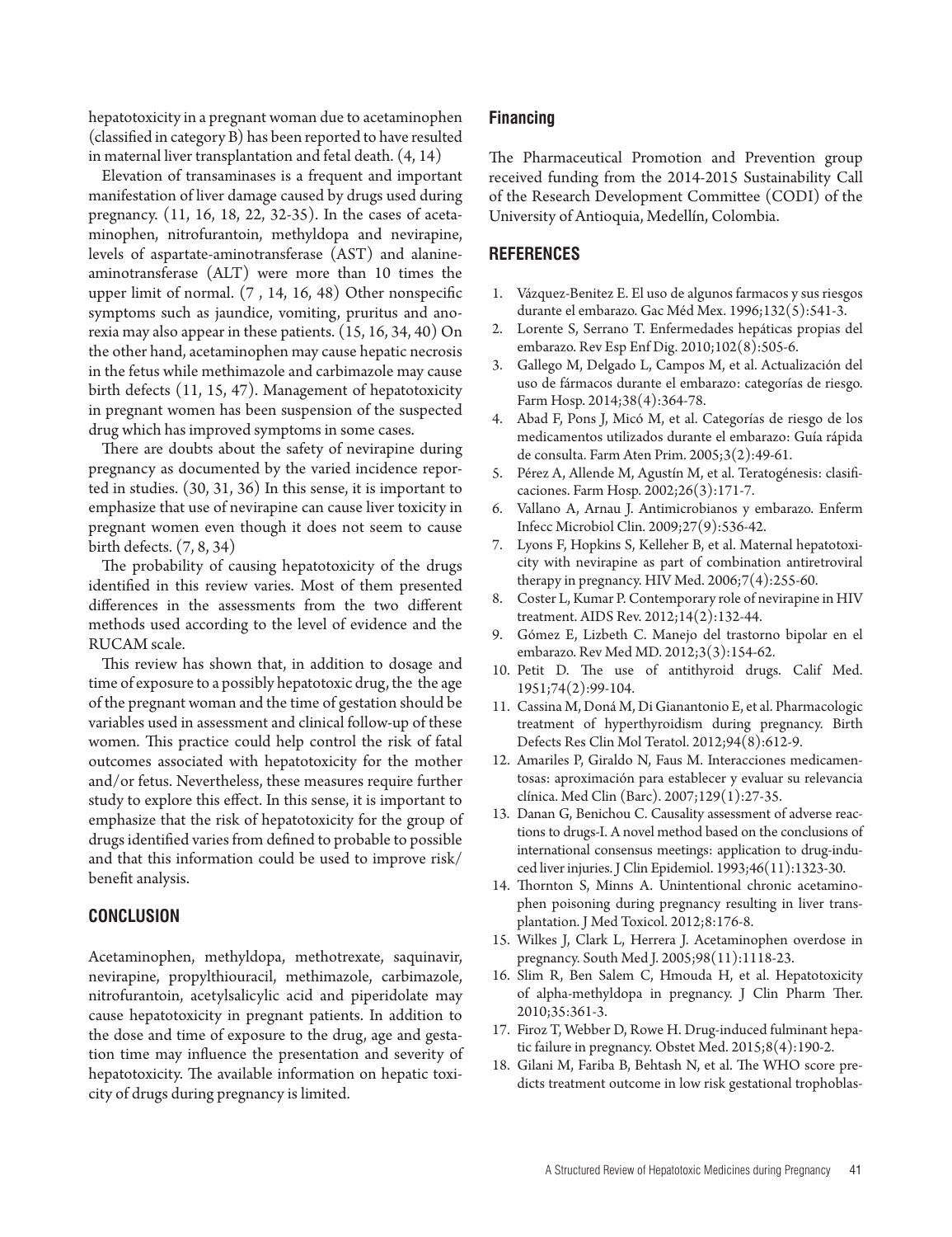hepatotoxicity in a pregnant woman due to acetaminophen (classified in category B) has been reported to have resulted in maternal liver transplantation and fetal death. (4, 14)

Elevation of transaminases is a frequent and important manifestation of liver damage caused by drugs used during pregnancy. (11, 16, 18, 22, 32-35). In the cases of acetaminophen, nitrofurantoin, methyldopa and nevirapine, levels of aspartate-aminotransferase (AST) and alanine-aminotransferase (ALT) were more than 10 times the upper limit of normal. (7 , 14, 16, 48) Other nonspecific symptoms such as jaundice, vomiting, pruritus and anorexia may also appear in these patients. (15, 16, 34, 40) On the other hand, acetaminophen may cause hepatic necrosis in the fetus while methimazole and carbimazole may cause birth defects (11, 15, 47). Management of hepatotoxicity in pregnant women has been suspension of the suspected drug which has improved symptoms in some cases.

There are doubts about the safety of nevirapine during pregnancy as documented by the varied incidence reported in studies. (30, 31, 36) In this sense, it is important to emphasize that use of nevirapine can cause liver toxicity in pregnant women even though it does not seem to cause birth defects. (7, 8, 34)

The probability of causing hepatotoxicity of the drugs identified in this review varies. Most of them presented differences in the assessments from the two different methods used according to the level of evidence and the RUCAM scale.

This review has shown that, in addition to dosage and time of exposure to a possibly hepatotoxic drug, the the age of the pregnant woman and the time of gestation should be variables used in assessment and clinical follow-up of these women. This practice could help control the risk of fatal outcomes associated with hepatotoxicity for the mother and/or fetus. Nevertheless, these measures require further study to explore this effect. In this sense, it is important to emphasize that the risk of hepatotoxicity for the group of drugs identified varies from defined to probable to possible and that this information could be used to improve risk/benefit analysis.

## CONCLUSION

Acetaminophen, methyldopa, methotrexate, saquinavir, nevirapine, propylthiouracil, methimazole, carbimazole, nitrofurantoin, acetylsalicylic acid and piperidolate may cause hepatotoxicity in pregnant patients. In addition to the dose and time of exposure to the drug, age and gestation time may influence the presentation and severity of hepatotoxicity. The available information on hepatic toxicity of drugs during pregnancy is limited.

## Financing

The Pharmaceutical Promotion and Prevention group received funding from the 2014-2015 Sustainability Call of the Research Development Committee (CODI) of the University of Antioquia, Medellín, Colombia.

## REFERENCES

1. Vázquez-Benitez E. El uso de algunos farmacos y sus riesgos durante el embarazo. Gac Méd Mex. 1996;132(5):541-3.
2. Lorente S, Serrano T. Enfermedades hepáticas propias del embarazo. Rev Esp Enf Dig. 2010;102(8):505-6.
3. Gallego M, Delgado L, Campos M, et al. Actualización del uso de fármacos durante el embarazo: categorías de riesgo. Farm Hosp. 2014;38(4):364-78.
4. Abad F, Pons J, Micó M, et al. Categorías de riesgo de los medicamentos utilizados durante el embarazo: Guía rápida de consulta. Farm Aten Prim. 2005;3(2):49-61.
5. Pérez A, Allende M, Agustín M, et al. Teratogénesis: clasificaciones. Farm Hosp. 2002;26(3):171-7.
6. Vallano A, Arnau J. Antimicrobianos y embarazo. Enferm Infecc Microbiol Clin. 2009;27(9):536-42.
7. Lyons F, Hopkins S, Kelleher B, et al. Maternal hepatotoxicity with nevirapine as part of combination antiretroviral therapy in pregnancy. HIV Med. 2006;7(4):255-60.
8. Coster L, Kumar P. Contemporary role of nevirapine in HIV treatment. AIDS Rev. 2012;14(2):132-44.
9. Gómez E, Lizbeth C. Manejo del trastorno bipolar en el embarazo. Rev Med MD. 2012;3(3):154-62.
10. Petit D. The use of antithyroid drugs. Calif Med. 1951;74(2):99-104.
11. Cassina M, Doná M, Di Gianantonio E, et al. Pharmacologic treatment of hyperthyroidism during pregnancy. Birth Defects Res Clin Mol Teratol. 2012;94(8):612-9.
12. Amariles P, Giraldo N, Faus M. Interacciones medicamentosas: aproximación para establecer y evaluar su relevancia clínica. Med Clin (Barc). 2007;129(1):27-35.
13. Danan G, Benichou C. Causality assessment of adverse reactions to drugs-I. A novel method based on the conclusions of international consensus meetings: application to drug-induced liver injuries. J Clin Epidemiol. 1993;46(11):1323-30.
14. Thornton S, Minns A. Unintentional chronic acetaminophen poisoning during pregnancy resulting in liver transplantation. J Med Toxicol. 2012;8:176-8.
15. Wilkes J, Clark L, Herrera J. Acetaminophen overdose in pregnancy. South Med J. 2005;98(11):1118-23.
16. Slim R, Ben Salem C, Hmouda H, et al. Hepatotoxicity of alpha-methyldopa in pregnancy. J Clin Pharm Ther. 2010;35:361-3.
17. Firoz T, Webber D, Rowe H. Drug-induced fulminant hepatic failure in pregnancy. Obstet Med. 2015;8(4):190-2.
18. Gilani M, Fariba B, Behtash N, et al. The WHO score predicts treatment outcome in low risk gestational trophoblas-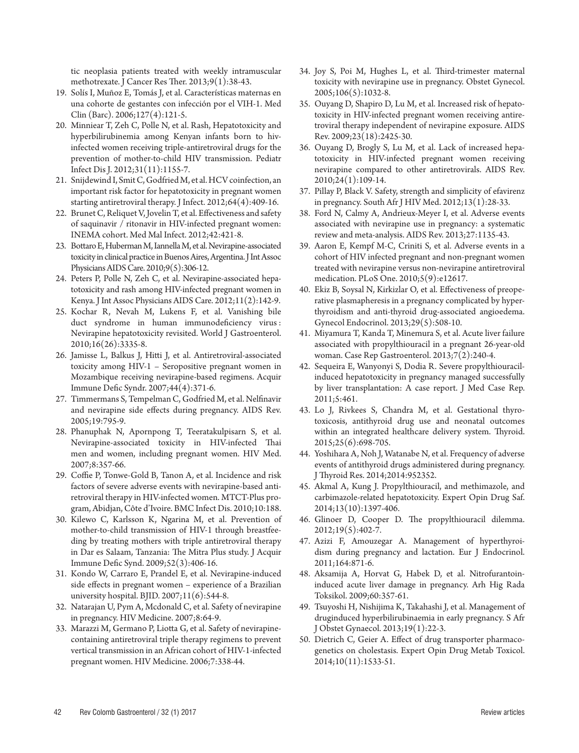tic neoplasia patients treated with weekly intramuscular methotrexate. J Cancer Res Ther. 2013;9(1):38-43.

19. Solís I, Muñoz E, Tomás J, et al. Características maternas en una cohorte de gestantes con infección por el VIH-1. Med Clin (Barc). 2006;127(4):121-5.
20. Minniear T, Zeh C, Polle N et al. Rash, Hepatotoxicity and hyperbilirubinemia among Kenyan infants born to hiv-infected women receiving triple-antiretroviral drugs for the prevention of mother-to-child HIV transmission. Pediatr Infect Dis J. 2012;31(11):1155-7.
21. Snijdewind I, Smit C, Godfried M, et al. HCV coinfection, an important risk factor for hepatotoxicity in pregnant women starting antiretroviral therapy. J Infect. 2012;64(4):409-16.
22. Brunet C, Reliquet V, Jovelin T, et al. Effectiveness and safety of saquinavir / ritonavir in HIV-infected pregnant women: INEMA cohort. Med Mal Infect. 2012;42:421-8.
23. Bottaro E, Huberman M, Iannella M, et al. Nevirapine-associated toxicity in clinical practice in Buenos Aires, Argentina. J Int Assoc Physicians AIDS Care. 2010;9(5):306-12.
24. Peters P, Polle N, Zeh C, et al. Nevirapine-associated hepatotoxicity and rash among HIV-infected pregnant women in Kenya. J Int Assoc Physicians AIDS Care. 2012;11(2):142-9.
25. Kochar R, Nevah M, Lukens F, et al. Vanishing bile duct syndrome in human immunodeficiency virus : Nevirapine hepatotoxicity revisited. World J Gastroenterol. 2010;16(26):3335-8.
26. Jamisse L, Balkus J, Hitti J, et al. Antiretroviral-associated toxicity among HIV-1 – Seropositive pregnant women in Mozambique receiving nevirapine-based regimens. Acquir Immune Defic Syndr. 2007;44(4):371-6.
27. Timmermans S, Tempelman C, Godfried M, et al. Nelfinavir and nevirapine side effects during pregnancy. AIDS Rev. 2005;19:795-9.
28. Phanuphak N, Apornpong T, Teeratakulpisarn S, et al. Nevirapine-associated toxicity in HIV-infected Thai men and women, including pregnant women. HIV Med. 2007;8:357-66.
29. Coffie P, Tonwe-Gold B, Tanon A, et al. Incidence and risk factors of severe adverse events with nevirapine-based antiretroviral therapy in HIV-infected women. MTCT-Plus program, Abidjan, Côte d'Ivoire. BMC Infect Dis. 2010;10:188.
30. Kilewo C, Karlsson K, Ngarina M, et al. Prevention of mother-to-child transmission of HIV-1 through breastfeeding by treating mothers with triple antiretroviral therapy in Dar es Salaam, Tanzania: The Mitra Plus study. J Acquir Immune Defic Synd. 2009;52(3):406-16.
31. Kondo W, Carraro E, Prandel E, et al. Nevirapine-induced side effects in pregnant women – experience of a Brazilian university hospital. BJID. 2007;11(6):544-8.
32. Natarajan U, Pym A, Mcdonald C, et al. Safety of nevirapine in pregnancy. HIV Medicine. 2007;8:64-9.
33. Marazzi M, Germano P, Liotta G, et al. Safety of nevirapine-containing antiretroviral triple therapy regimens to prevent vertical transmission in an African cohort of HIV-1-infected pregnant women. HIV Medicine. 2006;7:338-44.
34. Joy S, Poi M, Hughes L, et al. Third-trimester maternal toxicity with nevirapine use in pregnancy. Obstet Gynecol. 2005;106(5):1032-8.
35. Ouyang D, Shapiro D, Lu M, et al. Increased risk of hepatotoxicity in HIV-infected pregnant women receiving antiretroviral therapy independent of nevirapine exposure. AIDS Rev. 2009;23(18):2425-30.
36. Ouyang D, Brogly S, Lu M, et al. Lack of increased hepatotoxicity in HIV-infected pregnant women receiving nevirapine compared to other antiretrovirals. AIDS Rev. 2010;24(1):109-14.
37. Pillay P, Black V. Safety, strength and simplicity of efavirenz in pregnancy. South Afr J HIV Med. 2012;13(1):28-33.
38. Ford N, Calmy A, Andrieux-Meyer I, et al. Adverse events associated with nevirapine use in pregnancy: a systematic review and meta-analysis. AIDS Rev. 2013;27:1135-43.
39. Aaron E, Kempf M-C, Criniti S, et al. Adverse events in a cohort of HIV infected pregnant and non-pregnant women treated with nevirapine versus non-nevirapine antiretroviral medication. PLoS One. 2010;5(9):e12617.
40. Ekiz B, Soysal N, Kirkizlar O, et al. Effectiveness of preoperative plasmapheresis in a pregnancy complicated by hyperthyroidism and anti-thyroid drug-associated angioedema. Gynecol Endocrinol. 2013;29(5):508-10.
41. Miyamura T, Kanda T, Minemura S, et al. Acute liver failure associated with propylthiouracil in a pregnant 26-year-old woman. Case Rep Gastroenterol. 2013;7(2):240-4.
42. Sequeira E, Wanyonyi S, Dodia R. Severe propylthiouracil-induced hepatotoxicity in pregnancy managed successfully by liver transplantation: A case report. J Med Case Rep. 2011;5:461.
43. Lo J, Rivkees S, Chandra M, et al. Gestational thyrotoxicosis, antithyroid drug use and neonatal outcomes within an integrated healthcare delivery system. Thyroid. 2015;25(6):698-705.
44. Yoshihara A, Noh J, Watanabe N, et al. Frequency of adverse events of antithyroid drugs administered during pregnancy. J Thyroid Res. 2014;2014:952352.
45. Akmal A, Kung J. Propylthiouracil, and methimazole, and carbimazole-related hepatotoxicity. Expert Opin Drug Saf. 2014;13(10):1397-406.
46. Glinoer D, Cooper D. The propylthiouracil dilemma. 2012;19(5):402-7.
47. Azizi F, Amouzegar A. Management of hyperthyroidism during pregnancy and lactation. Eur J Endocrinol. 2011;164:871-6.
48. Aksamija A, Horvat G, Habek D, et al. Nitrofurantoin-induced acute liver damage in pregnancy. Arh Hig Rada Toksikol. 2009;60:357-61.
49. Tsuyoshi H, Nishijima K, Takahashi J, et al. Management of druginduced hyperbilirubinaemia in early pregnancy. S Afr J Obstet Gynaecol. 2013;19(1):22-3.
50. Dietrich C, Geier A. Effect of drug transporter pharmacogenetics on cholestasis. Expert Opin Drug Metab Toxicol. 2014;10(11):1533-51.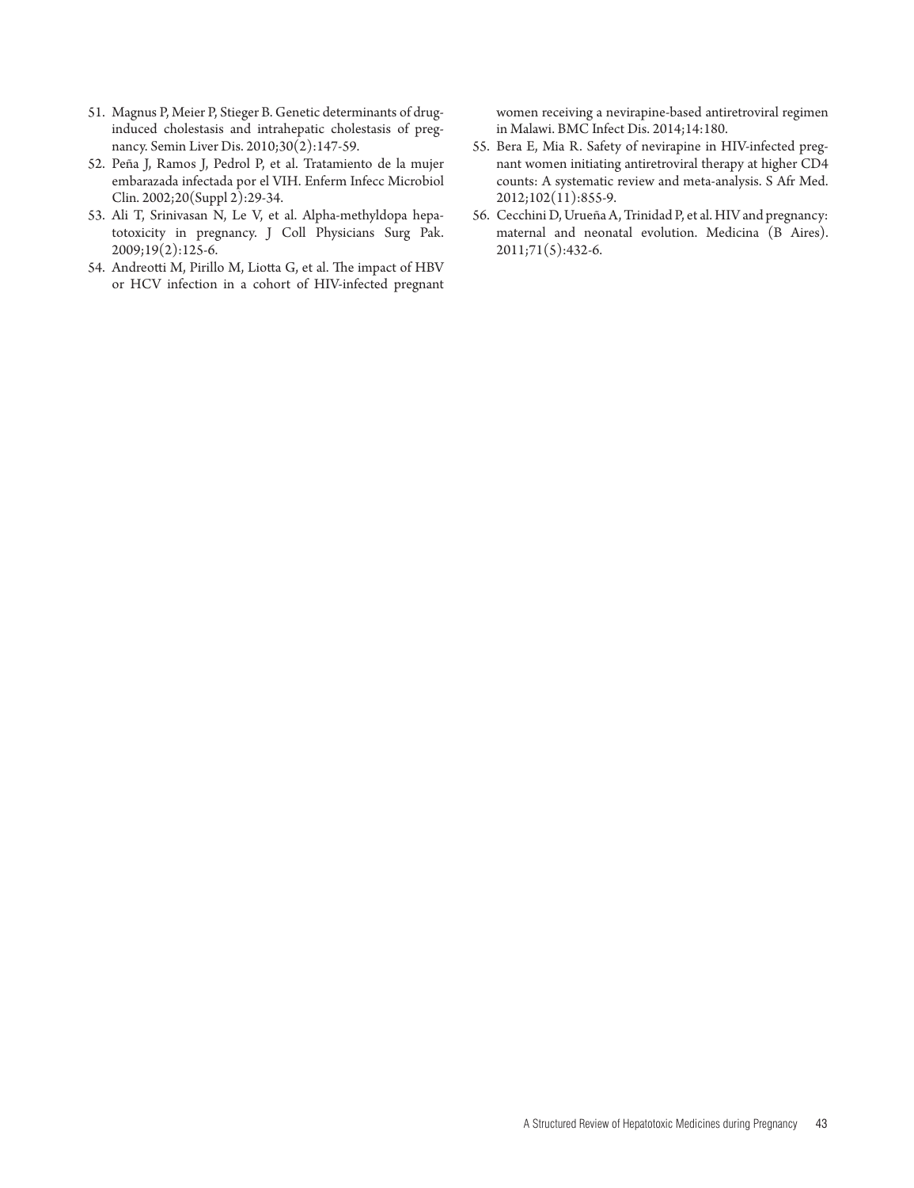51. Magnus P, Meier P, Stieger B. Genetic determinants of drug-induced cholestasis and intrahepatic cholestasis of pregnancy. Semin Liver Dis. 2010;30(2):147-59.
52. Peña J, Ramos J, Pedrol P, et al. Tratamiento de la mujer embarazada infectada por el VIH. Enferm Infecc Microbiol Clin. 2002;20(Suppl 2):29-34.
53. Ali T, Srinivasan N, Le V, et al. Alpha-methyldopa hepatotoxicity in pregnancy. J Coll Physicians Surg Pak. 2009;19(2):125-6.
54. Andreotti M, Pirillo M, Liotta G, et al. The impact of HBV or HCV infection in a cohort of HIV-infected pregnant women receiving a nevirapine-based antiretroviral regimen in Malawi. BMC Infect Dis. 2014;14:180.
55. Bera E, Mia R. Safety of nevirapine in HIV-infected pregnant women initiating antiretroviral therapy at higher CD4 counts: A systematic review and meta-analysis. S Afr Med. 2012;102(11):855-9.
56. Cecchini D, Urueña A, Trinidad P, et al. HIV and pregnancy: maternal and neonatal evolution. Medicina (B Aires). 2011;71(5):432-6.